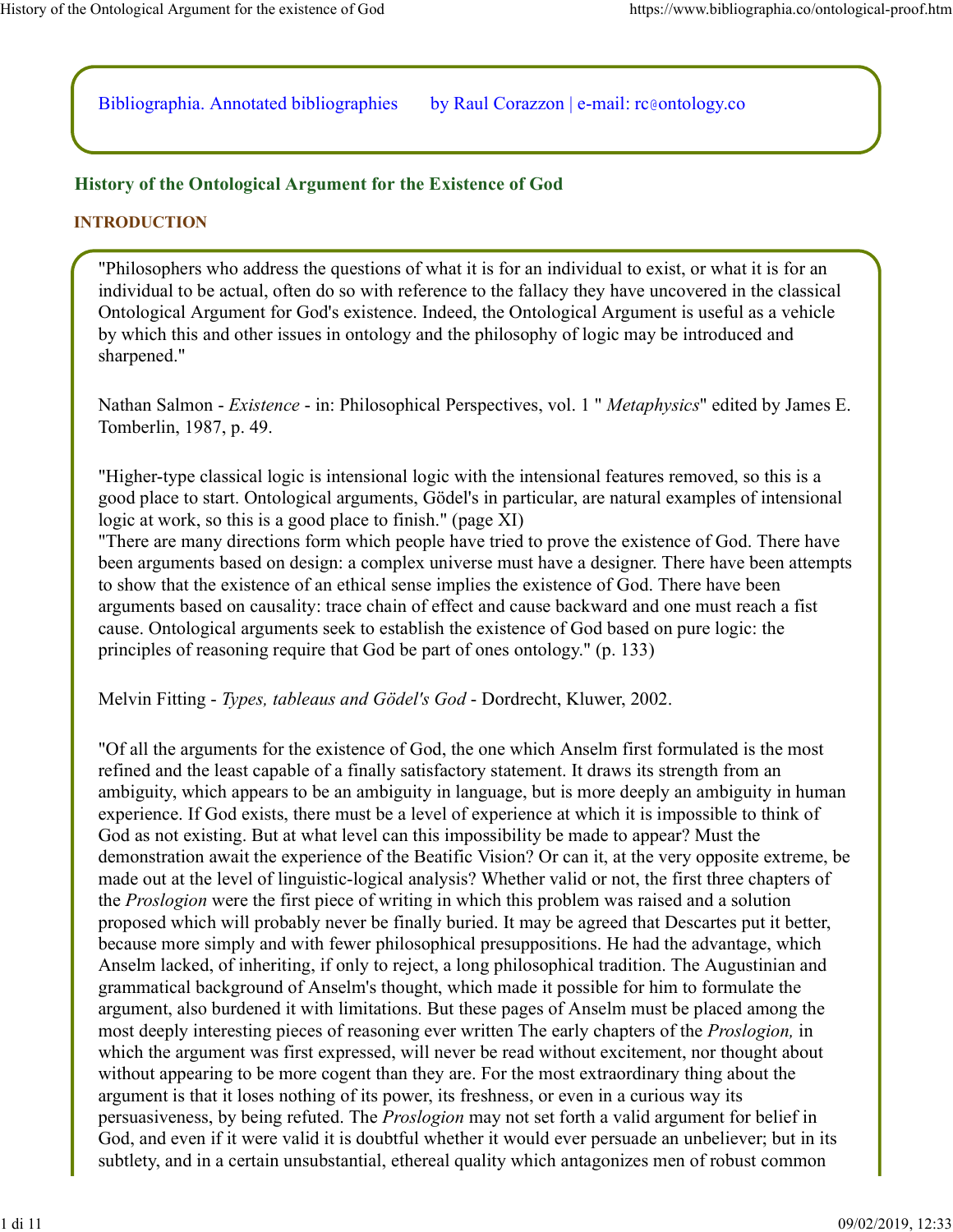Bibliographia. Annotated bibliographies by Raul Corazzon | e-mail: rc@ontology.co

## History of the Ontological Argument for the Existence of God

### INTRODUCTION

"Philosophers who address the questions of what it is for an individual to exist, or what it is for an individual to be actual, often do so with reference to the fallacy they have uncovered in the classical Ontological Argument for God's existence. Indeed, the Ontological Argument is useful as a vehicle by which this and other issues in ontology and the philosophy of logic may be introduced and sharpened."

Nathan Salmon - *Existence* - in: Philosophical Perspectives, vol. 1 " *Metaphysics*" edited by James E. Tomberlin, 1987, p. 49.

"Higher-type classical logic is intensional logic with the intensional features removed, so this is a good place to start. Ontological arguments, Gödel's in particular, are natural examples of intensional logic at work, so this is a good place to finish." (page XI)
"There are many directions form which people have tried to prove the existence of God. There have been arguments based on design: a complex universe must have a designer. There have been attempts to show that the existence of an ethical sense implies the existence of God. There have been arguments based on causality: trace chain of effect and cause backward and one must reach a fist cause. Ontological arguments seek to establish the existence of God based on pure logic: the principles of reasoning require that God be part of ones ontology." (p. 133)

Melvin Fitting - *Types, tableaus and Gödel's God* - Dordrecht, Kluwer, 2002.

"Of all the arguments for the existence of God, the one which Anselm first formulated is the most refined and the least capable of a finally satisfactory statement. It draws its strength from an ambiguity, which appears to be an ambiguity in language, but is more deeply an ambiguity in human experience. If God exists, there must be a level of experience at which it is impossible to think of God as not existing. But at what level can this impossibility be made to appear? Must the demonstration await the experience of the Beatific Vision? Or can it, at the very opposite extreme, be made out at the level of linguistic-logical analysis? Whether valid or not, the first three chapters of the *Proslogion* were the first piece of writing in which this problem was raised and a solution proposed which will probably never be finally buried. It may be agreed that Descartes put it better, because more simply and with fewer philosophical presuppositions. He had the advantage, which Anselm lacked, of inheriting, if only to reject, a long philosophical tradition. The Augustinian and grammatical background of Anselm's thought, which made it possible for him to formulate the argument, also burdened it with limitations. But these pages of Anselm must be placed among the most deeply interesting pieces of reasoning ever written The early chapters of the *Proslogion,* in which the argument was first expressed, will never be read without excitement, nor thought about without appearing to be more cogent than they are. For the most extraordinary thing about the argument is that it loses nothing of its power, its freshness, or even in a curious way its persuasiveness, by being refuted. The *Proslogion* may not set forth a valid argument for belief in God, and even if it were valid it is doubtful whether it would ever persuade an unbeliever; but in its subtlety, and in a certain unsubstantial, ethereal quality which antagonizes men of robust common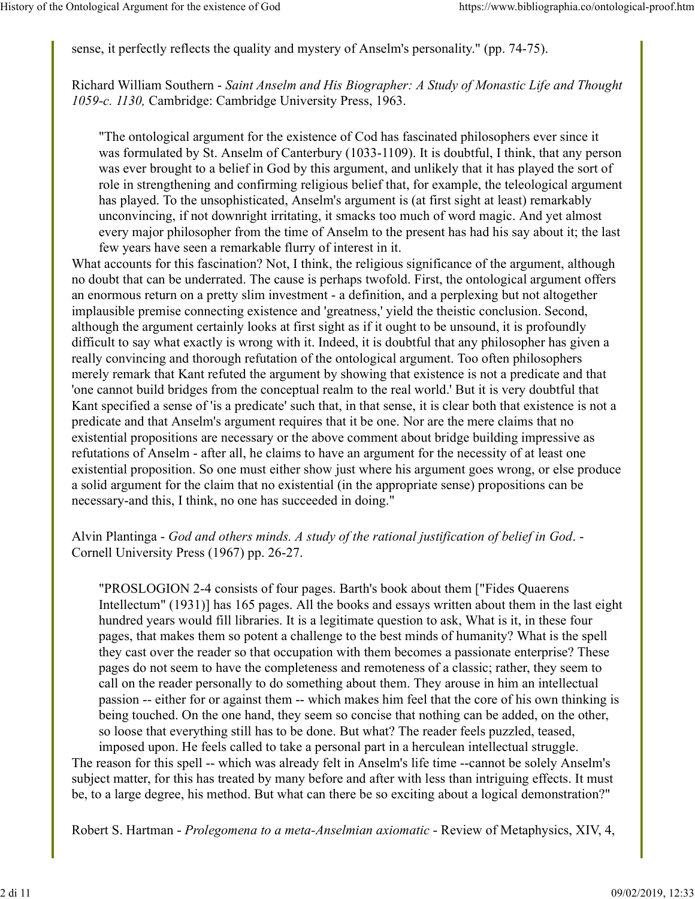sense, it perfectly reflects the quality and mystery of Anselm's personality." (pp. 74-75).

Richard William Southern - *Saint Anselm and His Biographer: A Study of Monastic Life and Thought 1059-c. 1130,* Cambridge: Cambridge University Press, 1963.

> "The ontological argument for the existence of Cod has fascinated philosophers ever since it was formulated by St. Anselm of Canterbury (1033-1109). It is doubtful, I think, that any person was ever brought to a belief in God by this argument, and unlikely that it has played the sort of role in strengthening and confirming religious belief that, for example, the teleological argument has played. To the unsophisticated, Anselm's argument is (at first sight at least) remarkably unconvincing, if not downright irritating, it smacks too much of word magic. And yet almost every major philosopher from the time of Anselm to the present has had his say about it; the last few years have seen a remarkable flurry of interest in it.

What accounts for this fascination? Not, I think, the religious significance of the argument, although no doubt that can be underrated. The cause is perhaps twofold. First, the ontological argument offers an enormous return on a pretty slim investment - a definition, and a perplexing but not altogether implausible premise connecting existence and 'greatness,' yield the theistic conclusion. Second, although the argument certainly looks at first sight as if it ought to be unsound, it is profoundly difficult to say what exactly is wrong with it. Indeed, it is doubtful that any philosopher has given a really convincing and thorough refutation of the ontological argument. Too often philosophers merely remark that Kant refuted the argument by showing that existence is not a predicate and that 'one cannot build bridges from the conceptual realm to the real world.' But it is very doubtful that Kant specified a sense of 'is a predicate' such that, in that sense, it is clear both that existence is not a predicate and that Anselm's argument requires that it be one. Nor are the mere claims that no existential propositions are necessary or the above comment about bridge building impressive as refutations of Anselm - after all, he claims to have an argument for the necessity of at least one existential proposition. So one must either show just where his argument goes wrong, or else produce a solid argument for the claim that no existential (in the appropriate sense) propositions can be necessary-and this, I think, no one has succeeded in doing."

Alvin Plantinga - *God and others minds. A study of the rational justification of belief in God*. - Cornell University Press (1967) pp. 26-27.

> "PROSLOGION 2-4 consists of four pages. Barth's book about them ["Fides Quaerens Intellectum" (1931)] has 165 pages. All the books and essays written about them in the last eight hundred years would fill libraries. It is a legitimate question to ask, What is it, in these four pages, that makes them so potent a challenge to the best minds of humanity? What is the spell they cast over the reader so that occupation with them becomes a passionate enterprise? These pages do not seem to have the completeness and remoteness of a classic; rather, they seem to call on the reader personally to do something about them. They arouse in him an intellectual passion -- either for or against them -- which makes him feel that the core of his own thinking is being touched. On the one hand, they seem so concise that nothing can be added, on the other, so loose that everything still has to be done. But what? The reader feels puzzled, teased, imposed upon. He feels called to take a personal part in a herculean intellectual struggle.

The reason for this spell -- which was already felt in Anselm's life time --cannot be solely Anselm's subject matter, for this has treated by many before and after with less than intriguing effects. It must be, to a large degree, his method. But what can there be so exciting about a logical demonstration?"

Robert S. Hartman - *Prolegomena to a meta-Anselmian axiomatic* - Review of Metaphysics, XIV, 4,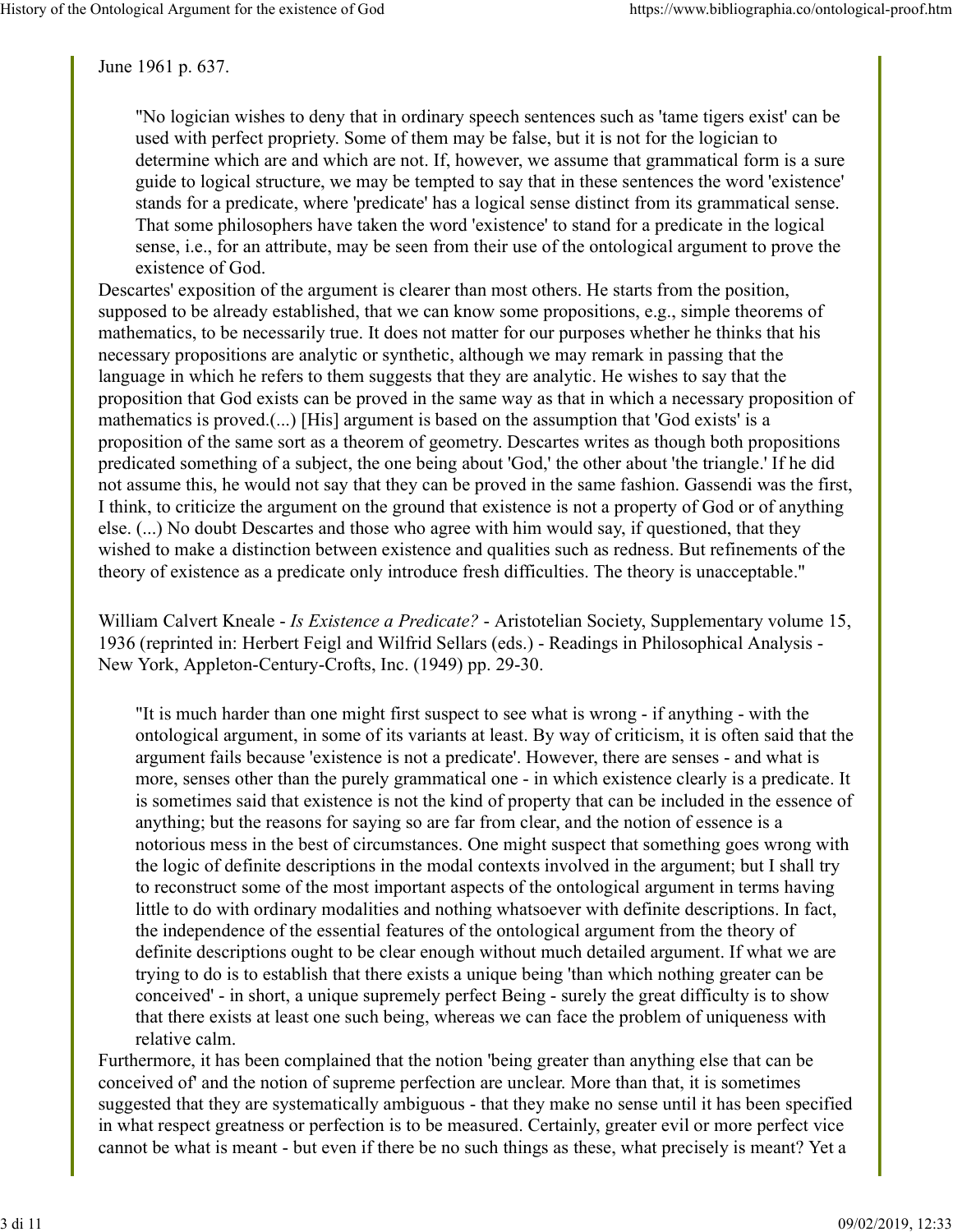June 1961 p. 637.

> "No logician wishes to deny that in ordinary speech sentences such as 'tame tigers exist' can be used with perfect propriety. Some of them may be false, but it is not for the logician to determine which are and which are not. If, however, we assume that grammatical form is a sure guide to logical structure, we may be tempted to say that in these sentences the word 'existence' stands for a predicate, where 'predicate' has a logical sense distinct from its grammatical sense. That some philosophers have taken the word 'existence' to stand for a predicate in the logical sense, i.e., for an attribute, may be seen from their use of the ontological argument to prove the existence of God.

Descartes' exposition of the argument is clearer than most others. He starts from the position, supposed to be already established, that we can know some propositions, e.g., simple theorems of mathematics, to be necessarily true. It does not matter for our purposes whether he thinks that his necessary propositions are analytic or synthetic, although we may remark in passing that the language in which he refers to them suggests that they are analytic. He wishes to say that the proposition that God exists can be proved in the same way as that in which a necessary proposition of mathematics is proved.(...) [His] argument is based on the assumption that 'God exists' is a proposition of the same sort as a theorem of geometry. Descartes writes as though both propositions predicated something of a subject, the one being about 'God,' the other about 'the triangle.' If he did not assume this, he would not say that they can be proved in the same fashion. Gassendi was the first, I think, to criticize the argument on the ground that existence is not a property of God or of anything else. (...) No doubt Descartes and those who agree with him would say, if questioned, that they wished to make a distinction between existence and qualities such as redness. But refinements of the theory of existence as a predicate only introduce fresh difficulties. The theory is unacceptable."

William Calvert Kneale - *Is Existence a Predicate?* - Aristotelian Society, Supplementary volume 15, 1936 (reprinted in: Herbert Feigl and Wilfrid Sellars (eds.) - Readings in Philosophical Analysis - New York, Appleton-Century-Crofts, Inc. (1949) pp. 29-30.

> "It is much harder than one might first suspect to see what is wrong - if anything - with the ontological argument, in some of its variants at least. By way of criticism, it is often said that the argument fails because 'existence is not a predicate'. However, there are senses - and what is more, senses other than the purely grammatical one - in which existence clearly is a predicate. It is sometimes said that existence is not the kind of property that can be included in the essence of anything; but the reasons for saying so are far from clear, and the notion of essence is a notorious mess in the best of circumstances. One might suspect that something goes wrong with the logic of definite descriptions in the modal contexts involved in the argument; but I shall try to reconstruct some of the most important aspects of the ontological argument in terms having little to do with ordinary modalities and nothing whatsoever with definite descriptions. In fact, the independence of the essential features of the ontological argument from the theory of definite descriptions ought to be clear enough without much detailed argument. If what we are trying to do is to establish that there exists a unique being 'than which nothing greater can be conceived' - in short, a unique supremely perfect Being - surely the great difficulty is to show that there exists at least one such being, whereas we can face the problem of uniqueness with relative calm.

Furthermore, it has been complained that the notion 'being greater than anything else that can be conceived of' and the notion of supreme perfection are unclear. More than that, it is sometimes suggested that they are systematically ambiguous - that they make no sense until it has been specified in what respect greatness or perfection is to be measured. Certainly, greater evil or more perfect vice cannot be what is meant - but even if there be no such things as these, what precisely is meant? Yet a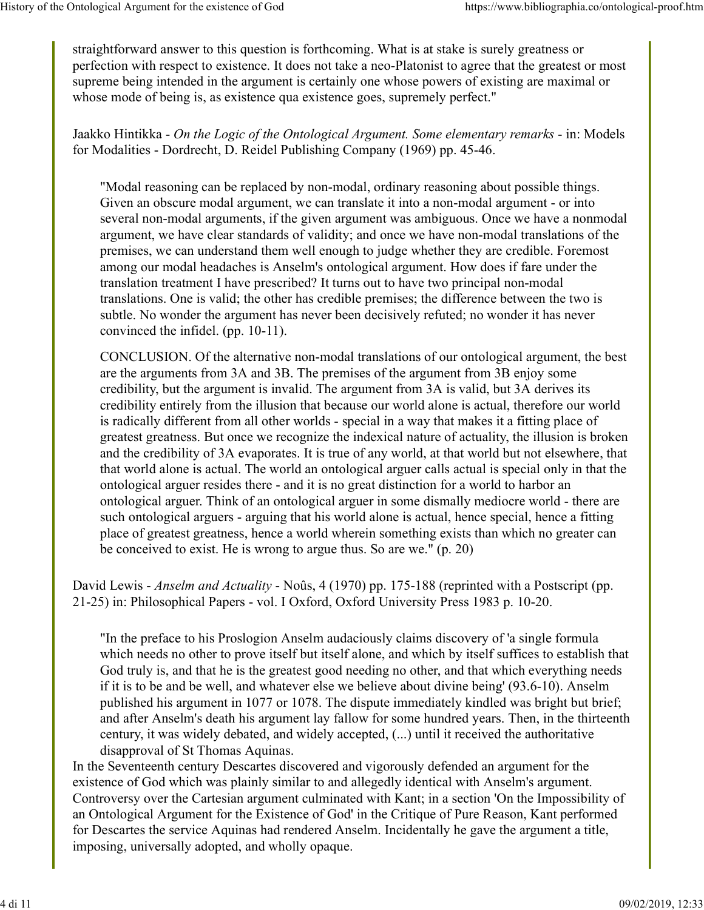straightforward answer to this question is forthcoming. What is at stake is surely greatness or perfection with respect to existence. It does not take a neo-Platonist to agree that the greatest or most supreme being intended in the argument is certainly one whose powers of existing are maximal or whose mode of being is, as existence qua existence goes, supremely perfect."

Jaakko Hintikka - *On the Logic of the Ontological Argument. Some elementary remarks* - in: Models for Modalities - Dordrecht, D. Reidel Publishing Company (1969) pp. 45-46.

> "Modal reasoning can be replaced by non-modal, ordinary reasoning about possible things. Given an obscure modal argument, we can translate it into a non-modal argument - or into several non-modal arguments, if the given argument was ambiguous. Once we have a nonmodal argument, we have clear standards of validity; and once we have non-modal translations of the premises, we can understand them well enough to judge whether they are credible. Foremost among our modal headaches is Anselm's ontological argument. How does if fare under the translation treatment I have prescribed? It turns out to have two principal non-modal translations. One is valid; the other has credible premises; the difference between the two is subtle. No wonder the argument has never been decisively refuted; no wonder it has never convinced the infidel. (pp. 10-11).
>
> CONCLUSION. Of the alternative non-modal translations of our ontological argument, the best are the arguments from 3A and 3B. The premises of the argument from 3B enjoy some credibility, but the argument is invalid. The argument from 3A is valid, but 3A derives its credibility entirely from the illusion that because our world alone is actual, therefore our world is radically different from all other worlds - special in a way that makes it a fitting place of greatest greatness. But once we recognize the indexical nature of actuality, the illusion is broken and the credibility of 3A evaporates. It is true of any world, at that world but not elsewhere, that that world alone is actual. The world an ontological arguer calls actual is special only in that the ontological arguer resides there - and it is no great distinction for a world to harbor an ontological arguer. Think of an ontological arguer in some dismally mediocre world - there are such ontological arguers - arguing that his world alone is actual, hence special, hence a fitting place of greatest greatness, hence a world wherein something exists than which no greater can be conceived to exist. He is wrong to argue thus. So are we." (p. 20)

David Lewis - *Anselm and Actuality* - Noûs, 4 (1970) pp. 175-188 (reprinted with a Postscript (pp. 21-25) in: Philosophical Papers - vol. I Oxford, Oxford University Press 1983 p. 10-20.

> "In the preface to his Proslogion Anselm audaciously claims discovery of 'a single formula which needs no other to prove itself but itself alone, and which by itself suffices to establish that God truly is, and that he is the greatest good needing no other, and that which everything needs if it is to be and be well, and whatever else we believe about divine being' (93.6-10). Anselm published his argument in 1077 or 1078. The dispute immediately kindled was bright but brief; and after Anselm's death his argument lay fallow for some hundred years. Then, in the thirteenth century, it was widely debated, and widely accepted, (...) until it received the authoritative disapproval of St Thomas Aquinas.

In the Seventeenth century Descartes discovered and vigorously defended an argument for the existence of God which was plainly similar to and allegedly identical with Anselm's argument. Controversy over the Cartesian argument culminated with Kant; in a section 'On the Impossibility of an Ontological Argument for the Existence of God' in the Critique of Pure Reason, Kant performed for Descartes the service Aquinas had rendered Anselm. Incidentally he gave the argument a title, imposing, universally adopted, and wholly opaque.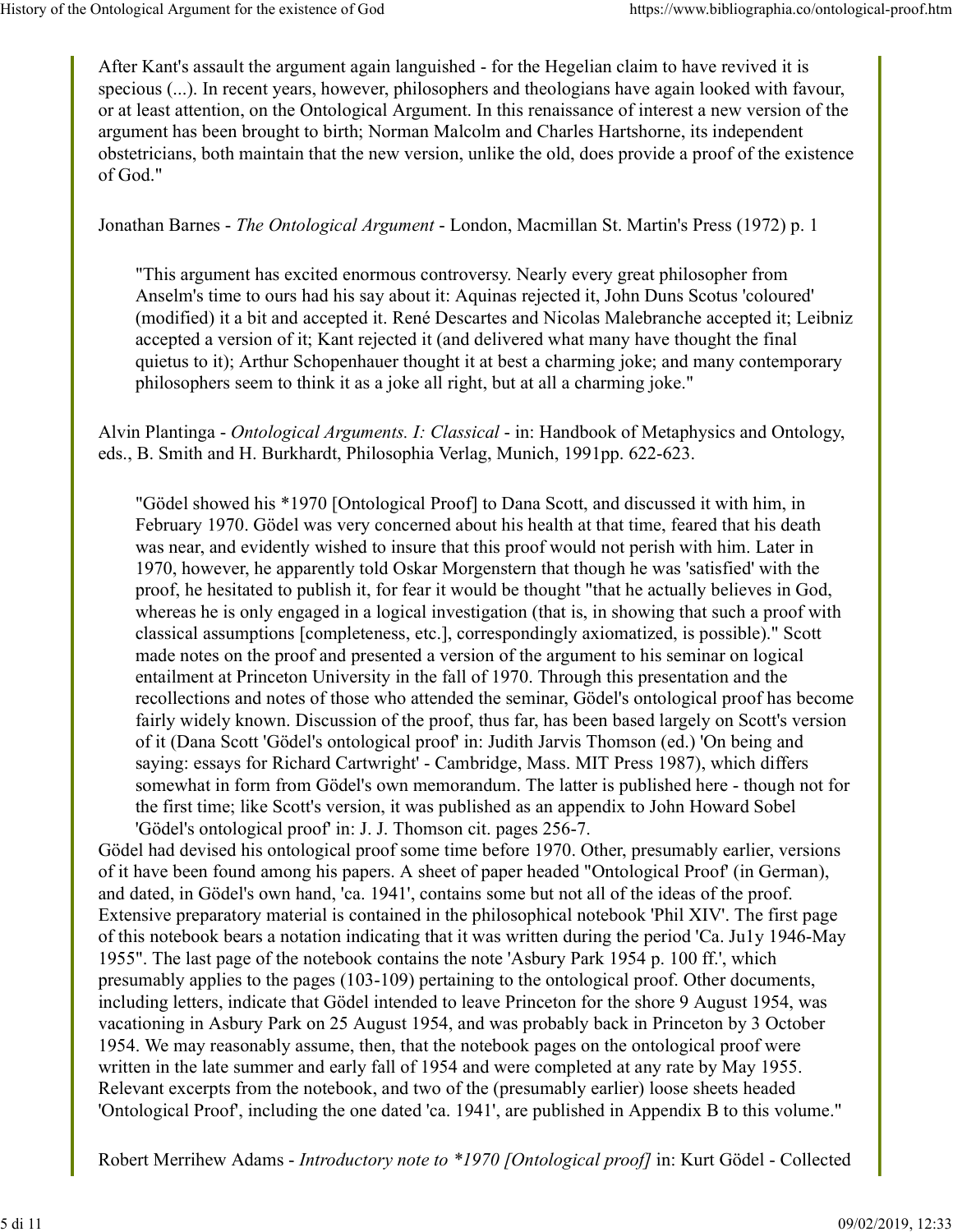After Kant's assault the argument again languished - for the Hegelian claim to have revived it is specious (...). In recent years, however, philosophers and theologians have again looked with favour, or at least attention, on the Ontological Argument. In this renaissance of interest a new version of the argument has been brought to birth; Norman Malcolm and Charles Hartshorne, its independent obstetricians, both maintain that the new version, unlike the old, does provide a proof of the existence of God."

Jonathan Barnes - *The Ontological Argument* - London, Macmillan St. Martin's Press (1972) p. 1

> "This argument has excited enormous controversy. Nearly every great philosopher from Anselm's time to ours had his say about it: Aquinas rejected it, John Duns Scotus 'coloured' (modified) it a bit and accepted it. René Descartes and Nicolas Malebranche accepted it; Leibniz accepted a version of it; Kant rejected it (and delivered what many have thought the final quietus to it); Arthur Schopenhauer thought it at best a charming joke; and many contemporary philosophers seem to think it as a joke all right, but at all a charming joke."

Alvin Plantinga - *Ontological Arguments. I: Classical* - in: Handbook of Metaphysics and Ontology, eds., B. Smith and H. Burkhardt, Philosophia Verlag, Munich, 1991pp. 622-623.

> "Gödel showed his *1970 [Ontological Proof] to Dana Scott, and discussed it with him, in February 1970. Gödel was very concerned about his health at that time, feared that his death was near, and evidently wished to insure that this proof would not perish with him. Later in 1970, however, he apparently told Oskar Morgenstern that though he was 'satisfied' with the proof, he hesitated to publish it, for fear it would be thought "that he actually believes in God, whereas he is only engaged in a logical investigation (that is, in showing that such a proof with classical assumptions [completeness, etc.], correspondingly axiomatized, is possible)." Scott made notes on the proof and presented a version of the argument to his seminar on logical entailment at Princeton University in the fall of 1970. Through this presentation and the recollections and notes of those who attended the seminar, Gödel's ontological proof has become fairly widely known. Discussion of the proof, thus far, has been based largely on Scott's version of it (Dana Scott 'Gödel's ontological proof' in: Judith Jarvis Thomson (ed.) 'On being and saying: essays for Richard Cartwright' - Cambridge, Mass. MIT Press 1987), which differs somewhat in form from Gödel's own memorandum. The latter is published here - though not for the first time; like Scott's version, it was published as an appendix to John Howard Sobel 'Gödel's ontological proof' in: J. J. Thomson cit. pages 256-7.

Gödel had devised his ontological proof some time before 1970. Other, presumably earlier, versions of it have been found among his papers. A sheet of paper headed "Ontological Proof' (in German), and dated, in Gödel's own hand, 'ca. 1941', contains some but not all of the ideas of the proof. Extensive preparatory material is contained in the philosophical notebook 'Phil XIV'. The first page of this notebook bears a notation indicating that it was written during the period 'Ca. Ju1y 1946-May 1955". The last page of the notebook contains the note 'Asbury Park 1954 p. 100 ff.', which presumably applies to the pages (103-109) pertaining to the ontological proof. Other documents, including letters, indicate that Gödel intended to leave Princeton for the shore 9 August 1954, was vacationing in Asbury Park on 25 August 1954, and was probably back in Princeton by 3 October 1954. We may reasonably assume, then, that the notebook pages on the ontological proof were written in the late summer and early fall of 1954 and were completed at any rate by May 1955. Relevant excerpts from the notebook, and two of the (presumably earlier) loose sheets headed 'Ontological Proof', including the one dated 'ca. 1941', are published in Appendix B to this volume."

Robert Merrihew Adams - *Introductory note to *1970 [Ontological proof]* in: Kurt Gödel - Collected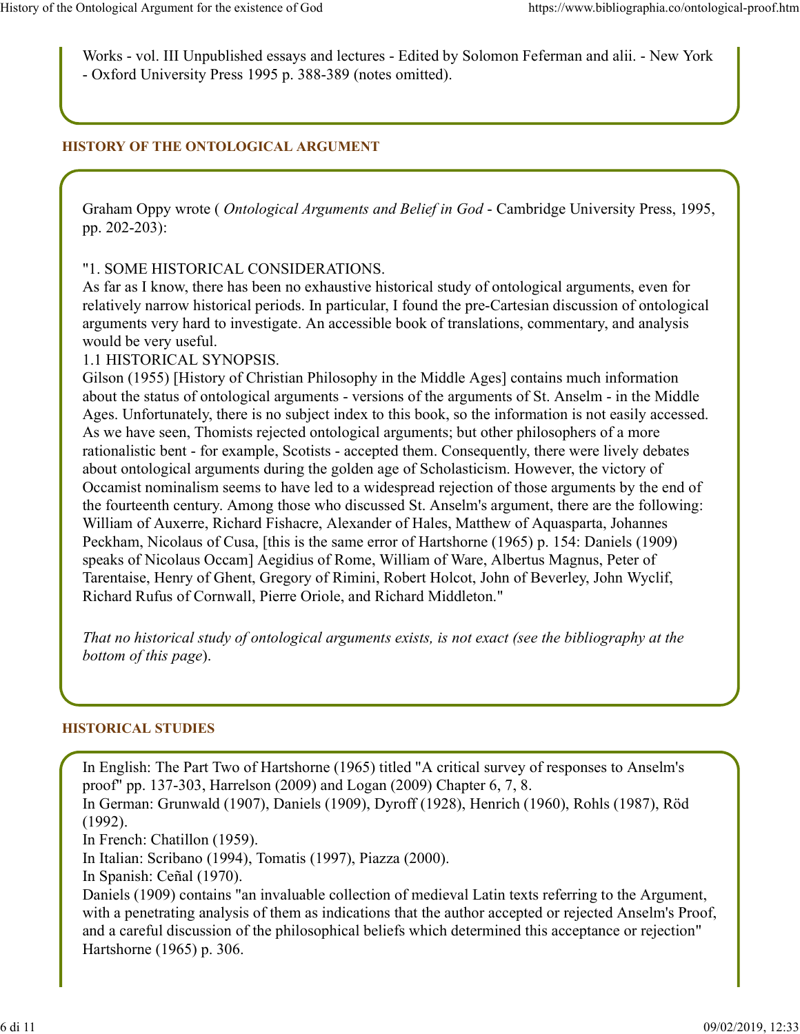Works - vol. III Unpublished essays and lectures - Edited by Solomon Feferman and alii. - New York - Oxford University Press 1995 p. 388-389 (notes omitted).

## HISTORY OF THE ONTOLOGICAL ARGUMENT

Graham Oppy wrote ( *Ontological Arguments and Belief in God* - Cambridge University Press, 1995, pp. 202-203):

"1. SOME HISTORICAL CONSIDERATIONS.
As far as I know, there has been no exhaustive historical study of ontological arguments, even for relatively narrow historical periods. In particular, I found the pre-Cartesian discussion of ontological arguments very hard to investigate. An accessible book of translations, commentary, and analysis would be very useful.
1.1 HISTORICAL SYNOPSIS.
Gilson (1955) [History of Christian Philosophy in the Middle Ages] contains much information about the status of ontological arguments - versions of the arguments of St. Anselm - in the Middle Ages. Unfortunately, there is no subject index to this book, so the information is not easily accessed. As we have seen, Thomists rejected ontological arguments; but other philosophers of a more rationalistic bent - for example, Scotists - accepted them. Consequently, there were lively debates about ontological arguments during the golden age of Scholasticism. However, the victory of Occamist nominalism seems to have led to a widespread rejection of those arguments by the end of the fourteenth century. Among those who discussed St. Anselm's argument, there are the following: William of Auxerre, Richard Fishacre, Alexander of Hales, Matthew of Aquasparta, Johannes Peckham, Nicolaus of Cusa, [this is the same error of Hartshorne (1965) p. 154: Daniels (1909) speaks of Nicolaus Occam] Aegidius of Rome, William of Ware, Albertus Magnus, Peter of Tarentaise, Henry of Ghent, Gregory of Rimini, Robert Holcot, John of Beverley, John Wyclif, Richard Rufus of Cornwall, Pierre Oriole, and Richard Middleton."

*That no historical study of ontological arguments exists, is not exact (see the bibliography at the bottom of this page*).

## HISTORICAL STUDIES

In English: The Part Two of Hartshorne (1965) titled "A critical survey of responses to Anselm's proof" pp. 137-303, Harrelson (2009) and Logan (2009) Chapter 6, 7, 8.
In German: Grunwald (1907), Daniels (1909), Dyroff (1928), Henrich (1960), Rohls (1987), Röd (1992).
In French: Chatillon (1959).
In Italian: Scribano (1994), Tomatis (1997), Piazza (2000).
In Spanish: Ceñal (1970).
Daniels (1909) contains "an invaluable collection of medieval Latin texts referring to the Argument, with a penetrating analysis of them as indications that the author accepted or rejected Anselm's Proof, and a careful discussion of the philosophical beliefs which determined this acceptance or rejection" Hartshorne (1965) p. 306.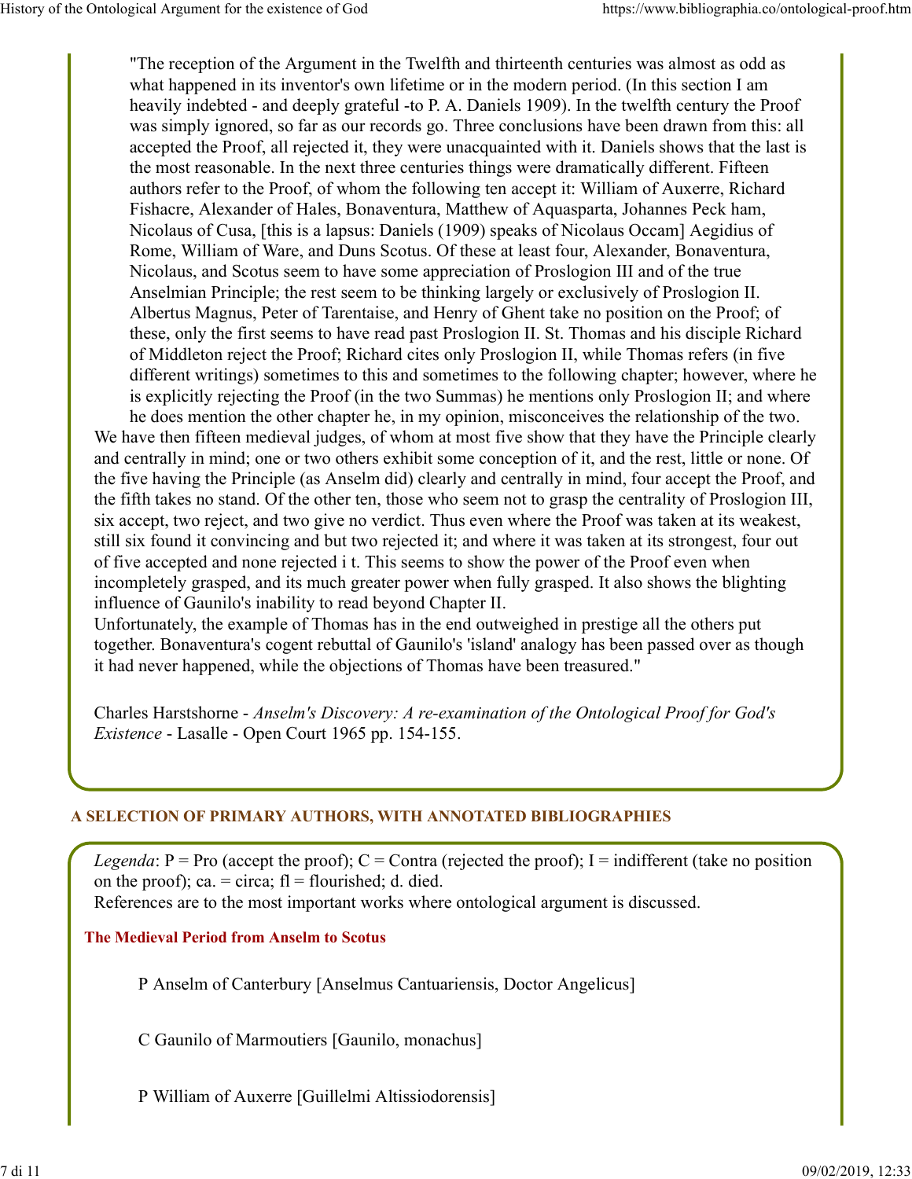"The reception of the Argument in the Twelfth and thirteenth centuries was almost as odd as what happened in its inventor's own lifetime or in the modern period. (In this section I am heavily indebted - and deeply grateful -to P. A. Daniels 1909). In the twelfth century the Proof was simply ignored, so far as our records go. Three conclusions have been drawn from this: all accepted the Proof, all rejected it, they were unacquainted with it. Daniels shows that the last is the most reasonable. In the next three centuries things were dramatically different. Fifteen authors refer to the Proof, of whom the following ten accept it: William of Auxerre, Richard Fishacre, Alexander of Hales, Bonaventura, Matthew of Aquasparta, Johannes Peck ham, Nicolaus of Cusa, [this is a lapsus: Daniels (1909) speaks of Nicolaus Occam] Aegidius of Rome, William of Ware, and Duns Scotus. Of these at least four, Alexander, Bonaventura, Nicolaus, and Scotus seem to have some appreciation of Proslogion III and of the true Anselmian Principle; the rest seem to be thinking largely or exclusively of Proslogion II. Albertus Magnus, Peter of Tarentaise, and Henry of Ghent take no position on the Proof; of these, only the first seems to have read past Proslogion II. St. Thomas and his disciple Richard of Middleton reject the Proof; Richard cites only Proslogion II, while Thomas refers (in five different writings) sometimes to this and sometimes to the following chapter; however, where he is explicitly rejecting the Proof (in the two Summas) he mentions only Proslogion II; and where he does mention the other chapter he, in my opinion, misconceives the relationship of the two. We have then fifteen medieval judges, of whom at most five show that they have the Principle clearly and centrally in mind; one or two others exhibit some conception of it, and the rest, little or none. Of the five having the Principle (as Anselm did) clearly and centrally in mind, four accept the Proof, and the fifth takes no stand. Of the other ten, those who seem not to grasp the centrality of Proslogion III, six accept, two reject, and two give no verdict. Thus even where the Proof was taken at its weakest, still six found it convincing and but two rejected it; and where it was taken at its strongest, four out of five accepted and none rejected i t. This seems to show the power of the Proof even when incompletely grasped, and its much greater power when fully grasped. It also shows the blighting influence of Gaunilo's inability to read beyond Chapter II.

Unfortunately, the example of Thomas has in the end outweighed in prestige all the others put together. Bonaventura's cogent rebuttal of Gaunilo's 'island' analogy has been passed over as though it had never happened, while the objections of Thomas have been treasured."

Charles Harstshorne - *Anselm's Discovery: A re-examination of the Ontological Proof for God's Existence* - Lasalle - Open Court 1965 pp. 154-155.

## A SELECTION OF PRIMARY AUTHORS, WITH ANNOTATED BIBLIOGRAPHIES

*Legenda*: P = Pro (accept the proof); C = Contra (rejected the proof); I = indifferent (take no position on the proof); ca. = circa; fl = flourished; d. died.
References are to the most important works where ontological argument is discussed.

### The Medieval Period from Anselm to Scotus

P Anselm of Canterbury [Anselmus Cantuariensis, Doctor Angelicus]

C Gaunilo of Marmoutiers [Gaunilo, monachus]

P William of Auxerre [Guillelmi Altissiodorensis]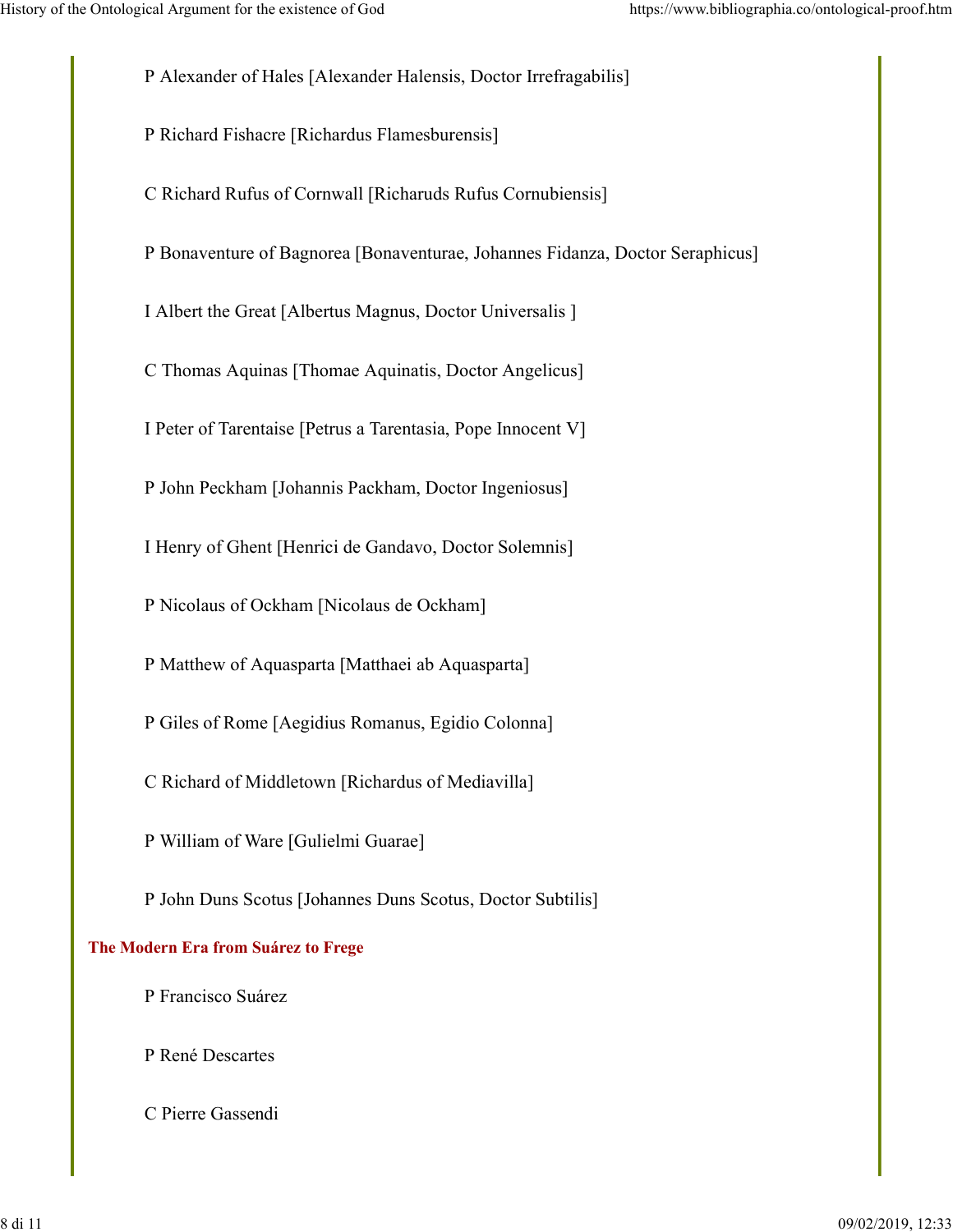P Alexander of Hales [Alexander Halensis, Doctor Irrefragabilis]

P Richard Fishacre [Richardus Flamesburensis]

C Richard Rufus of Cornwall [Richaruds Rufus Cornubiensis]

P Bonaventure of Bagnorea [Bonaventurae, Johannes Fidanza, Doctor Seraphicus]

I Albert the Great [Albertus Magnus, Doctor Universalis ]

C Thomas Aquinas [Thomae Aquinatis, Doctor Angelicus]

I Peter of Tarentaise [Petrus a Tarentasia, Pope Innocent V]

P John Peckham [Johannis Packham, Doctor Ingeniosus]

I Henry of Ghent [Henrici de Gandavo, Doctor Solemnis]

P Nicolaus of Ockham [Nicolaus de Ockham]

P Matthew of Aquasparta [Matthaei ab Aquasparta]

P Giles of Rome [Aegidius Romanus, Egidio Colonna]

C Richard of Middletown [Richardus of Mediavilla]

P William of Ware [Gulielmi Guarae]

P John Duns Scotus [Johannes Duns Scotus, Doctor Subtilis]

### The Modern Era from Suárez to Frege

P Francisco Suárez

P René Descartes

C Pierre Gassendi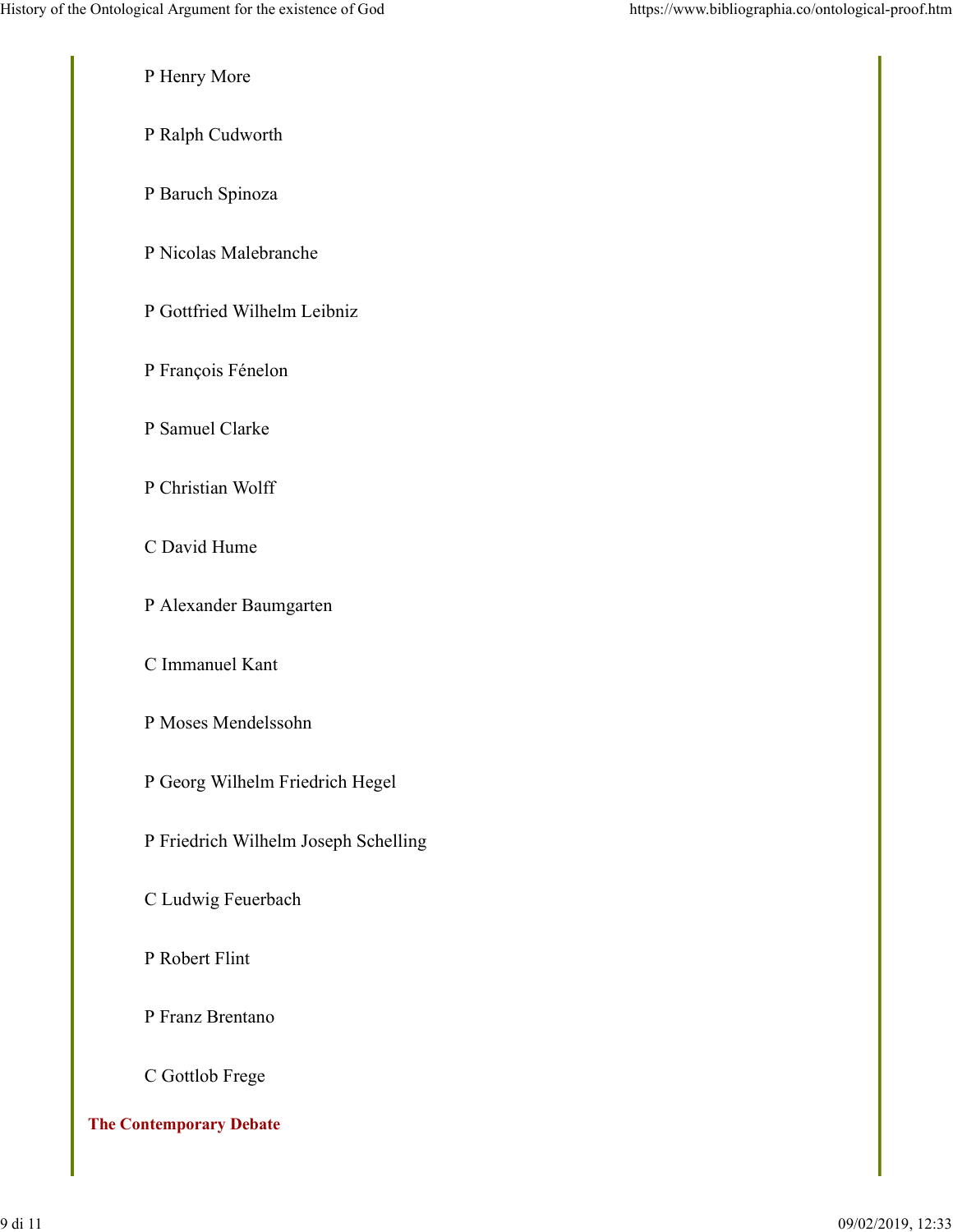P Henry More

P Ralph Cudworth

P Baruch Spinoza

P Nicolas Malebranche

P Gottfried Wilhelm Leibniz

P François Fénelon

P Samuel Clarke

P Christian Wolff

C David Hume

P Alexander Baumgarten

C Immanuel Kant

P Moses Mendelssohn

P Georg Wilhelm Friedrich Hegel

P Friedrich Wilhelm Joseph Schelling

C Ludwig Feuerbach

P Robert Flint

P Franz Brentano

C Gottlob Frege

## The Contemporary Debate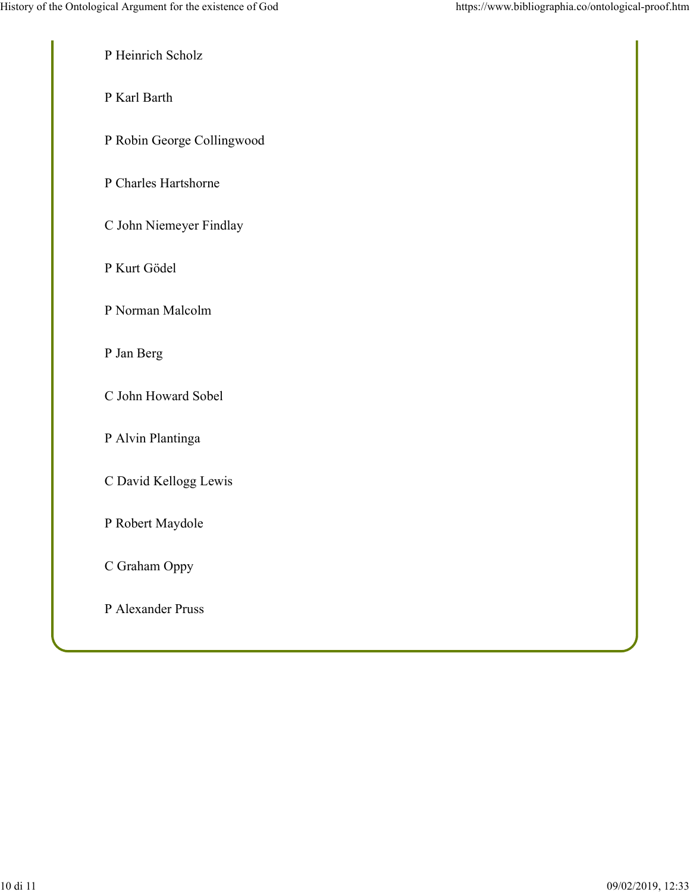P Heinrich Scholz

P Karl Barth

P Robin George Collingwood

P Charles Hartshorne

C John Niemeyer Findlay

P Kurt Gödel

P Norman Malcolm

P Jan Berg

C John Howard Sobel

P Alvin Plantinga

C David Kellogg Lewis

P Robert Maydole

C Graham Oppy

P Alexander Pruss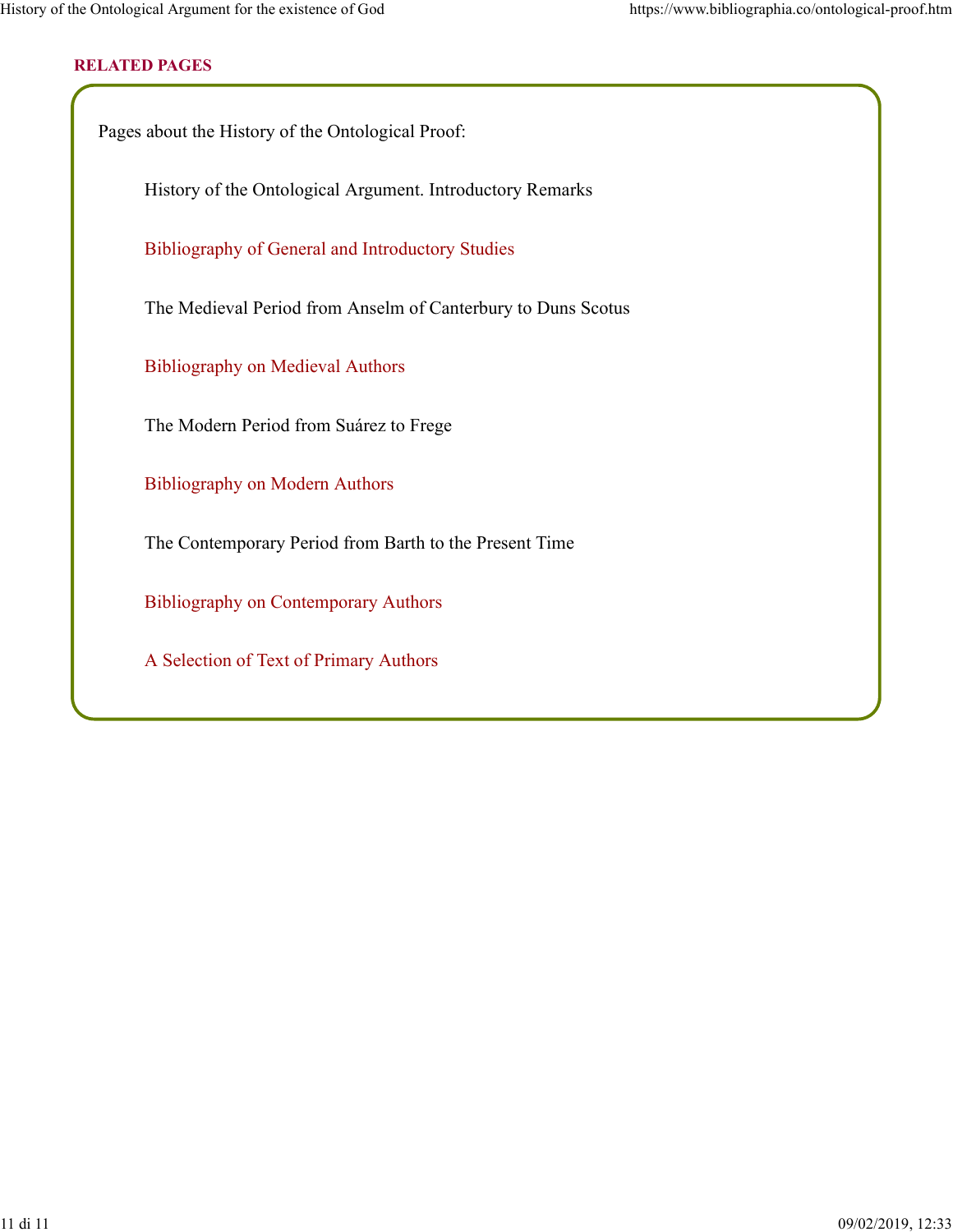### RELATED PAGES

Pages about the History of the Ontological Proof:

- History of the Ontological Argument. Introductory Remarks
- Bibliography of General and Introductory Studies
- The Medieval Period from Anselm of Canterbury to Duns Scotus
- Bibliography on Medieval Authors
- The Modern Period from Suárez to Frege
- Bibliography on Modern Authors
- The Contemporary Period from Barth to the Present Time
- Bibliography on Contemporary Authors
- A Selection of Text of Primary Authors